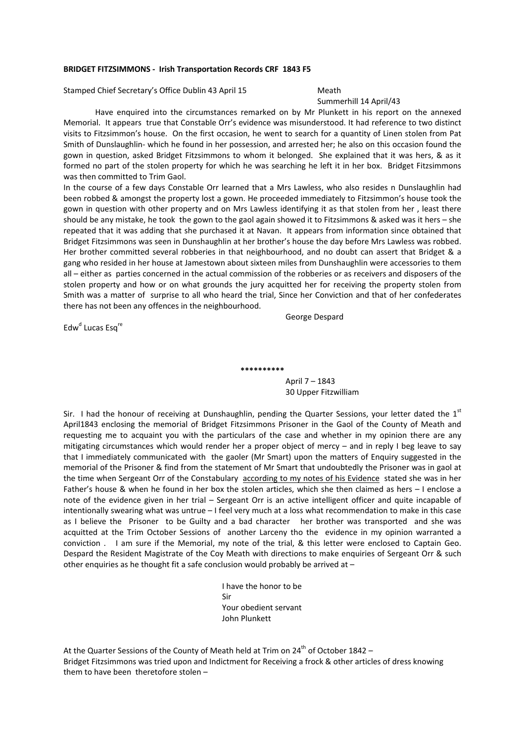**BRIDGET FITZSIMMONS - Irish Transportation Records CRF 1843 F5**

Stamped Chief Secretary's Office Dublin 43 April 15

Meath
Summerhill 14 April/43

Have enquired into the circumstances remarked on by Mr Plunkett in his report on the annexed Memorial. It appears true that Constable Orr's evidence was misunderstood. It had reference to two distinct visits to Fitzsimmon's house. On the first occasion, he went to search for a quantity of Linen stolen from Pat Smith of Dunslaughlin- which he found in her possession, and arrested her; he also on this occasion found the gown in question, asked Bridget Fitzsimmons to whom it belonged. She explained that it was hers, & as it formed no part of the stolen property for which he was searching he left it in her box. Bridget Fitzsimmons was then committed to Trim Gaol.

In the course of a few days Constable Orr learned that a Mrs Lawless, who also resides n Dunslaughlin had been robbed & amongst the property lost a gown. He proceeded immediately to Fitzsimmon's house took the gown in question with other property and on Mrs Lawless identifying it as that stolen from her , least there should be any mistake, he took the gown to the gaol again showed it to Fitzsimmons & asked was it hers – she repeated that it was adding that she purchased it at Navan. It appears from information since obtained that Bridget Fitzsimmons was seen in Dunshaughlin at her brother's house the day before Mrs Lawless was robbed. Her brother committed several robberies in that neighbourhood, and no doubt can assert that Bridget & a gang who resided in her house at Jamestown about sixteen miles from Dunshaughlin were accessories to them all – either as parties concerned in the actual commission of the robberies or as receivers and disposers of the stolen property and how or on what grounds the jury acquitted her for receiving the property stolen from Smith was a matter of surprise to all who heard the trial, Since her Conviction and that of her confederates there has not been any offences in the neighbourhood.

George Despard

Edw[d] Lucas Esq[re]

\*\*\*\*\*\*\*\*\*\*

April 7 – 1843
30 Upper Fitzwilliam

Sir. I had the honour of receiving at Dunshaughlin, pending the Quarter Sessions, your letter dated the 1[st] April1843 enclosing the memorial of Bridget Fitzsimmons Prisoner in the Gaol of the County of Meath and requesting me to acquaint you with the particulars of the case and whether in my opinion there are any mitigating circumstances which would render her a proper object of mercy – and in reply I beg leave to say that I immediately communicated with the gaoler (Mr Smart) upon the matters of Enquiry suggested in the memorial of the Prisoner & find from the statement of Mr Smart that undoubtedly the Prisoner was in gaol at the time when Sergeant Orr of the Constabulary <u>according to my notes of his Evidence</u> stated she was in her Father's house & when he found in her box the stolen articles, which she then claimed as hers – I enclose a note of the evidence given in her trial – Sergeant Orr is an active intelligent officer and quite incapable of intentionally swearing what was untrue – I feel very much at a loss what recommendation to make in this case as I believe the Prisoner to be Guilty and a bad character her brother was transported and she was acquitted at the Trim October Sessions of another Larceny tho the evidence in my opinion warranted a conviction . I am sure if the Memorial, my note of the trial, & this letter were enclosed to Captain Geo. Despard the Resident Magistrate of the Coy Meath with directions to make enquiries of Sergeant Orr & such other enquiries as he thought fit a safe conclusion would probably be arrived at –

I have the honor to be
Sir
Your obedient servant
John Plunkett

At the Quarter Sessions of the County of Meath held at Trim on 24[th] of October 1842 –
Bridget Fitzsimmons was tried upon and Indictment for Receiving a frock & other articles of dress knowing them to have been theretofore stolen –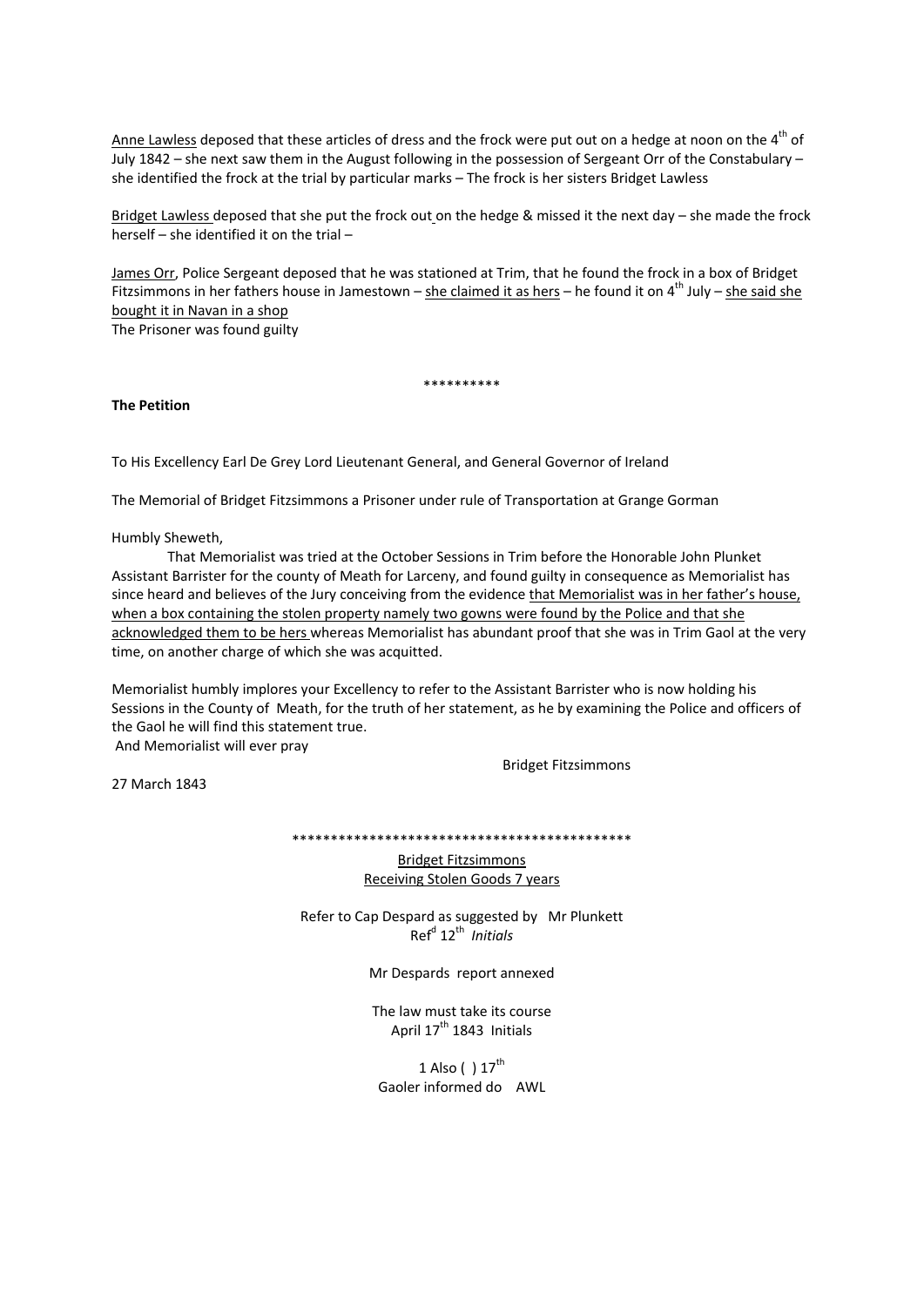Anne Lawless deposed that these articles of dress and the frock were put out on a hedge at noon on the 4th of July 1842 – she next saw them in the August following in the possession of Sergeant Orr of the Constabulary – she identified the frock at the trial by particular marks – The frock is her sisters Bridget Lawless

Bridget Lawless deposed that she put the frock out on the hedge & missed it the next day – she made the frock herself – she identified it on the trial –

James Orr, Police Sergeant deposed that he was stationed at Trim, that he found the frock in a box of Bridget Fitzsimmons in her fathers house in Jamestown – she claimed it as hers – he found it on 4th July – she said she bought it in Navan in a shop

The Prisoner was found guilty

\*\*\*\*\*\*\*\*\*\*

**The Petition**

To His Excellency Earl De Grey Lord Lieutenant General, and General Governor of Ireland

The Memorial of Bridget Fitzsimmons a Prisoner under rule of Transportation at Grange Gorman

Humbly Sheweth,

That Memorialist was tried at the October Sessions in Trim before the Honorable John Plunket Assistant Barrister for the county of Meath for Larceny, and found guilty in consequence as Memorialist has since heard and believes of the Jury conceiving from the evidence that Memorialist was in her father's house, when a box containing the stolen property namely two gowns were found by the Police and that she acknowledged them to be hers whereas Memorialist has abundant proof that she was in Trim Gaol at the very time, on another charge of which she was acquitted.

Memorialist humbly implores your Excellency to refer to the Assistant Barrister who is now holding his Sessions in the County of Meath, for the truth of her statement, as he by examining the Police and officers of the Gaol he will find this statement true.

And Memorialist will ever pray

Bridget Fitzsimmons

27 March 1843

\*\*\*\*\*\*\*\*\*\*\*\*\*\*\*\*\*\*\*\*\*\*\*\*\*\*\*\*\*\*\*\*\*\*\*\*\*\*\*\*\*\*\*\*\*

Bridget Fitzsimmons
Receiving Stolen Goods 7 years

Refer to Cap Despard as suggested by Mr Plunkett
Refd 12th *Initials*

Mr Despards report annexed

The law must take its course
April 17th 1843 Initials

1 Also ( ) 17th
Gaoler informed do AWL